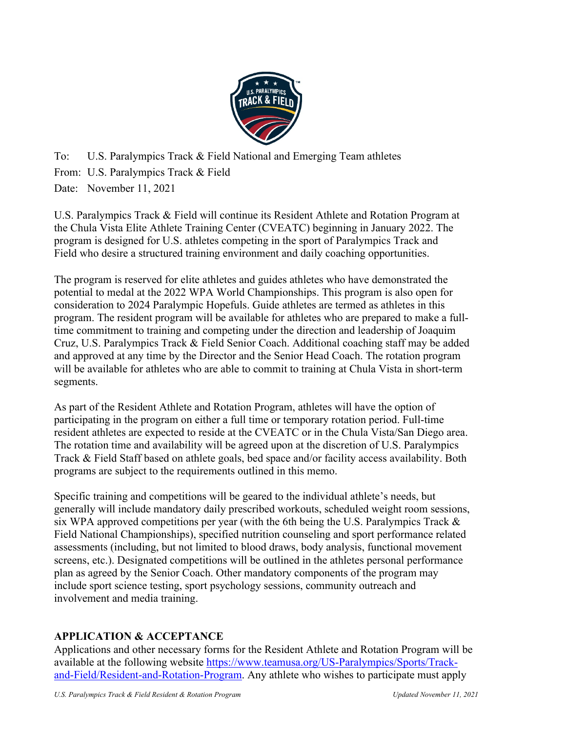To: U.S. Paralympics Track & Field National and Emerging Team athletes
From: U.S. Paralympics Track & Field
Date: November 11, 2021

U.S. Paralympics Track & Field will continue its Resident Athlete and Rotation Program at the Chula Vista Elite Athlete Training Center (CVEATC) beginning in January 2022. The program is designed for U.S. athletes competing in the sport of Paralympics Track and Field who desire a structured training environment and daily coaching opportunities.

The program is reserved for elite athletes and guides athletes who have demonstrated the potential to medal at the 2022 WPA World Championships. This program is also open for consideration to 2024 Paralympic Hopefuls. Guide athletes are termed as athletes in this program. The resident program will be available for athletes who are prepared to make a full-time commitment to training and competing under the direction and leadership of Joaquim Cruz, U.S. Paralympics Track & Field Senior Coach. Additional coaching staff may be added and approved at any time by the Director and the Senior Head Coach. The rotation program will be available for athletes who are able to commit to training at Chula Vista in short-term segments.

As part of the Resident Athlete and Rotation Program, athletes will have the option of participating in the program on either a full time or temporary rotation period. Full-time resident athletes are expected to reside at the CVEATC or in the Chula Vista/San Diego area. The rotation time and availability will be agreed upon at the discretion of U.S. Paralympics Track & Field Staff based on athlete goals, bed space and/or facility access availability. Both programs are subject to the requirements outlined in this memo.

Specific training and competitions will be geared to the individual athlete's needs, but generally will include mandatory daily prescribed workouts, scheduled weight room sessions, six WPA approved competitions per year (with the 6th being the U.S. Paralympics Track & Field National Championships), specified nutrition counseling and sport performance related assessments (including, but not limited to blood draws, body analysis, functional movement screens, etc.). Designated competitions will be outlined in the athletes personal performance plan as agreed by the Senior Coach. Other mandatory components of the program may include sport science testing, sport psychology sessions, community outreach and involvement and media training.

## APPLICATION & ACCEPTANCE

Applications and other necessary forms for the Resident Athlete and Rotation Program will be available at the following website [https://www.teamusa.org/US-Paralympics/Sports/Track-and-Field/Resident-and-Rotation-Program](https://www.teamusa.org/US-Paralympics/Sports/Track-and-Field/Resident-and-Rotation-Program). Any athlete who wishes to participate must apply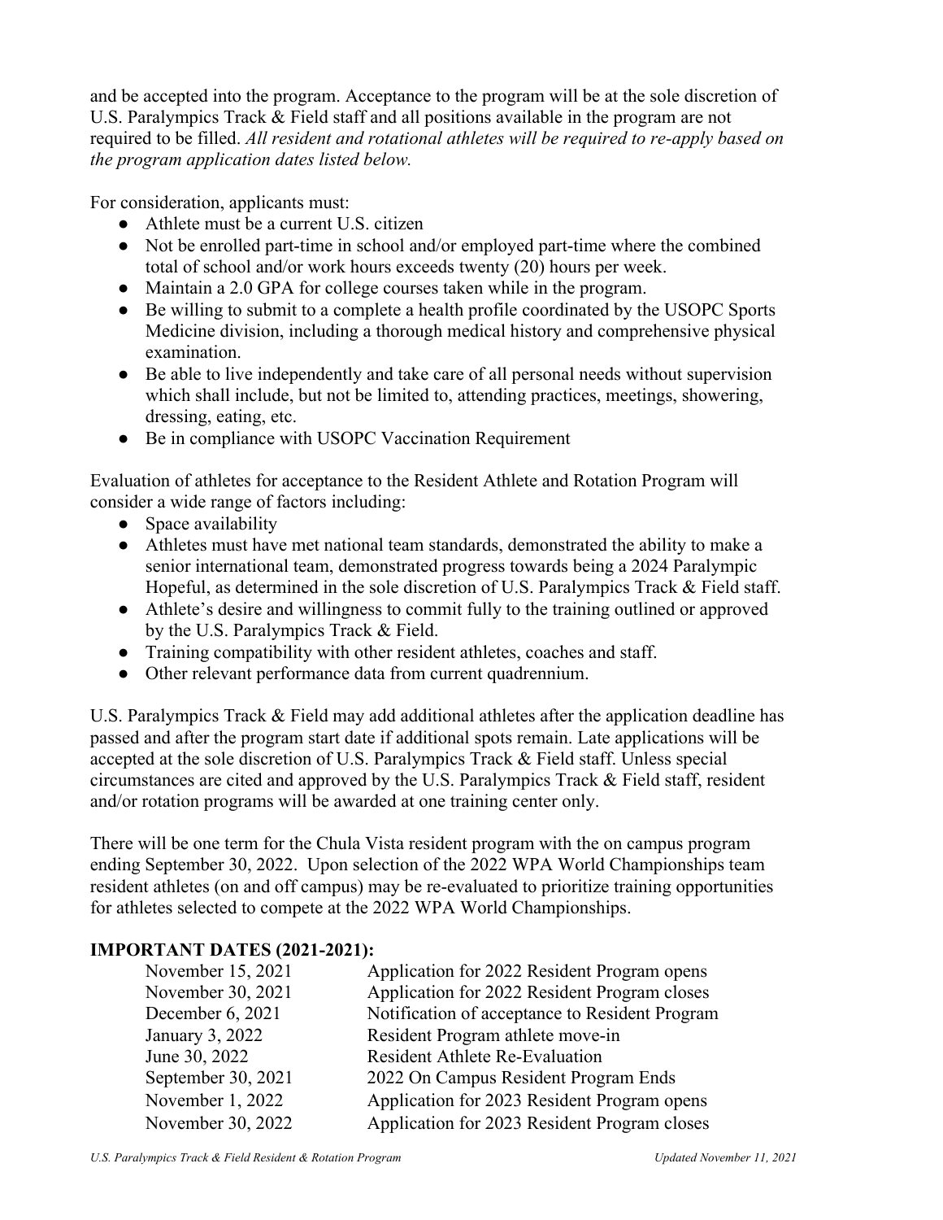and be accepted into the program. Acceptance to the program will be at the sole discretion of U.S. Paralympics Track & Field staff and all positions available in the program are not required to be filled. *All resident and rotational athletes will be required to re-apply based on the program application dates listed below.*

For consideration, applicants must:

- Athlete must be a current U.S. citizen
- Not be enrolled part-time in school and/or employed part-time where the combined total of school and/or work hours exceeds twenty (20) hours per week.
- Maintain a 2.0 GPA for college courses taken while in the program.
- Be willing to submit to a complete a health profile coordinated by the USOPC Sports Medicine division, including a thorough medical history and comprehensive physical examination.
- Be able to live independently and take care of all personal needs without supervision which shall include, but not be limited to, attending practices, meetings, showering, dressing, eating, etc.
- Be in compliance with USOPC Vaccination Requirement

Evaluation of athletes for acceptance to the Resident Athlete and Rotation Program will consider a wide range of factors including:

- Space availability
- Athletes must have met national team standards, demonstrated the ability to make a senior international team, demonstrated progress towards being a 2024 Paralympic Hopeful, as determined in the sole discretion of U.S. Paralympics Track & Field staff.
- Athlete's desire and willingness to commit fully to the training outlined or approved by the U.S. Paralympics Track & Field.
- Training compatibility with other resident athletes, coaches and staff.
- Other relevant performance data from current quadrennium.

U.S. Paralympics Track & Field may add additional athletes after the application deadline has passed and after the program start date if additional spots remain. Late applications will be accepted at the sole discretion of U.S. Paralympics Track & Field staff. Unless special circumstances are cited and approved by the U.S. Paralympics Track & Field staff, resident and/or rotation programs will be awarded at one training center only.

There will be one term for the Chula Vista resident program with the on campus program ending September 30, 2022. Upon selection of the 2022 WPA World Championships team resident athletes (on and off campus) may be re-evaluated to prioritize training opportunities for athletes selected to compete at the 2022 WPA World Championships.

**IMPORTANT DATES (2021-2021):**

| | |
|---|---|
| November 15, 2021 | Application for 2022 Resident Program opens |
| November 30, 2021 | Application for 2022 Resident Program closes |
| December 6, 2021 | Notification of acceptance to Resident Program |
| January 3, 2022 | Resident Program athlete move-in |
| June 30, 2022 | Resident Athlete Re-Evaluation |
| September 30, 2021 | 2022 On Campus Resident Program Ends |
| November 1, 2022 | Application for 2023 Resident Program opens |
| November 30, 2022 | Application for 2023 Resident Program closes |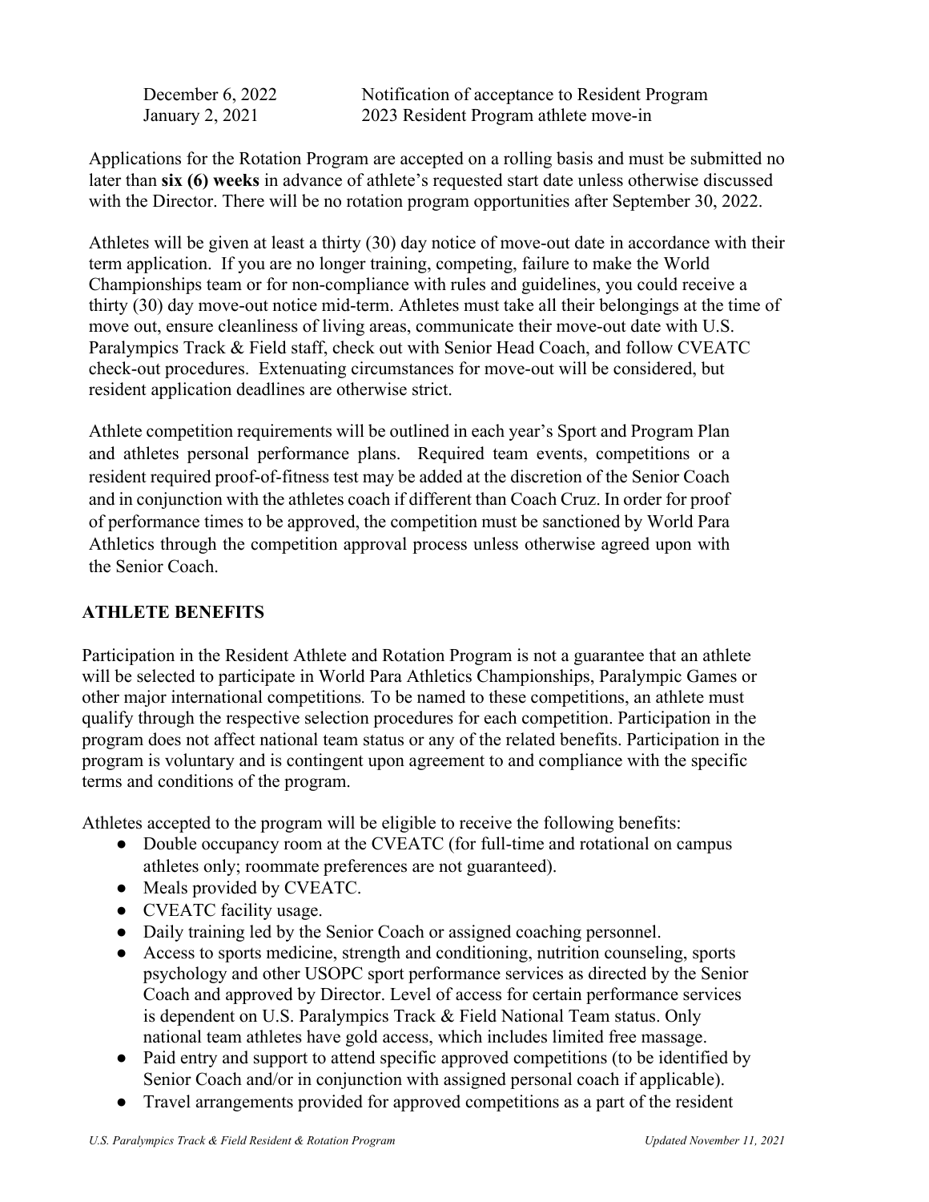| | |
|---|---|
| December 6, 2022 | Notification of acceptance to Resident Program |
| January 2, 2021 | 2023 Resident Program athlete move-in |

Applications for the Rotation Program are accepted on a rolling basis and must be submitted no later than **six (6) weeks** in advance of athlete's requested start date unless otherwise discussed with the Director. There will be no rotation program opportunities after September 30, 2022.

Athletes will be given at least a thirty (30) day notice of move-out date in accordance with their term application. If you are no longer training, competing, failure to make the World Championships team or for non-compliance with rules and guidelines, you could receive a thirty (30) day move-out notice mid-term. Athletes must take all their belongings at the time of move out, ensure cleanliness of living areas, communicate their move-out date with U.S. Paralympics Track & Field staff, check out with Senior Head Coach, and follow CVEATC check-out procedures. Extenuating circumstances for move-out will be considered, but resident application deadlines are otherwise strict.

Athlete competition requirements will be outlined in each year's Sport and Program Plan and athletes personal performance plans. Required team events, competitions or a resident required proof-of-fitness test may be added at the discretion of the Senior Coach and in conjunction with the athletes coach if different than Coach Cruz. In order for proof of performance times to be approved, the competition must be sanctioned by World Para Athletics through the competition approval process unless otherwise agreed upon with the Senior Coach.

## ATHLETE BENEFITS

Participation in the Resident Athlete and Rotation Program is not a guarantee that an athlete will be selected to participate in World Para Athletics Championships, Paralympic Games or other major international competitions. To be named to these competitions, an athlete must qualify through the respective selection procedures for each competition. Participation in the program does not affect national team status or any of the related benefits. Participation in the program is voluntary and is contingent upon agreement to and compliance with the specific terms and conditions of the program.

Athletes accepted to the program will be eligible to receive the following benefits:

- Double occupancy room at the CVEATC (for full-time and rotational on campus athletes only; roommate preferences are not guaranteed).
- Meals provided by CVEATC.
- CVEATC facility usage.
- Daily training led by the Senior Coach or assigned coaching personnel.
- Access to sports medicine, strength and conditioning, nutrition counseling, sports psychology and other USOPC sport performance services as directed by the Senior Coach and approved by Director. Level of access for certain performance services is dependent on U.S. Paralympics Track & Field National Team status. Only national team athletes have gold access, which includes limited free massage.
- Paid entry and support to attend specific approved competitions (to be identified by Senior Coach and/or in conjunction with assigned personal coach if applicable).
- Travel arrangements provided for approved competitions as a part of the resident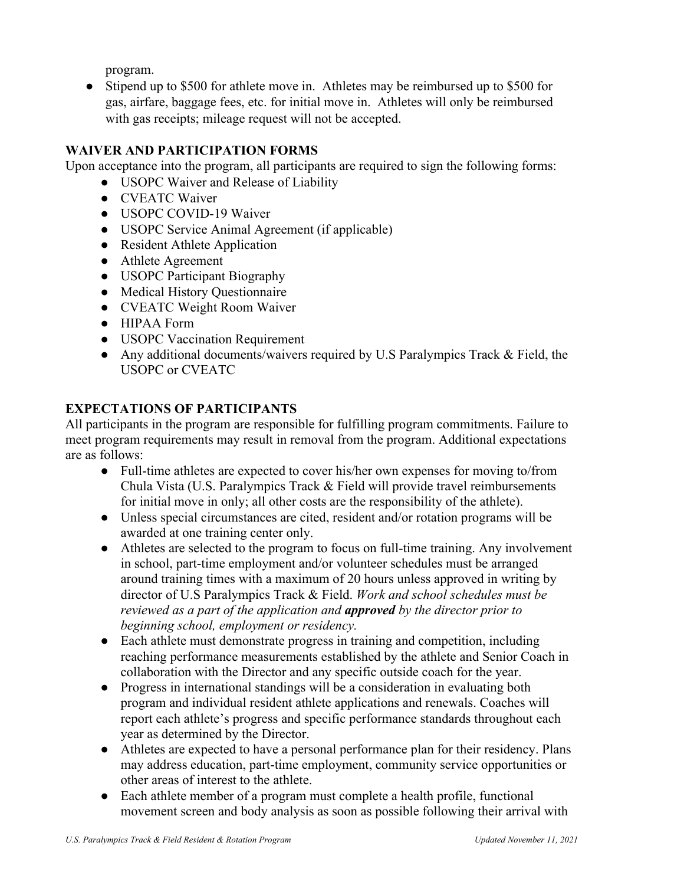program.

- Stipend up to $500 for athlete move in. Athletes may be reimbursed up to $500 for gas, airfare, baggage fees, etc. for initial move in. Athletes will only be reimbursed with gas receipts; mileage request will not be accepted.

## WAIVER AND PARTICIPATION FORMS

Upon acceptance into the program, all participants are required to sign the following forms:

- USOPC Waiver and Release of Liability
- CVEATC Waiver
- USOPC COVID-19 Waiver
- USOPC Service Animal Agreement (if applicable)
- Resident Athlete Application
- Athlete Agreement
- USOPC Participant Biography
- Medical History Questionnaire
- CVEATC Weight Room Waiver
- HIPAA Form
- USOPC Vaccination Requirement
- Any additional documents/waivers required by U.S Paralympics Track & Field, the USOPC or CVEATC

## EXPECTATIONS OF PARTICIPANTS

All participants in the program are responsible for fulfilling program commitments. Failure to meet program requirements may result in removal from the program. Additional expectations are as follows:

- Full-time athletes are expected to cover his/her own expenses for moving to/from Chula Vista (U.S. Paralympics Track & Field will provide travel reimbursements for initial move in only; all other costs are the responsibility of the athlete).
- Unless special circumstances are cited, resident and/or rotation programs will be awarded at one training center only.
- Athletes are selected to the program to focus on full-time training. Any involvement in school, part-time employment and/or volunteer schedules must be arranged around training times with a maximum of 20 hours unless approved in writing by director of U.S Paralympics Track & Field. *Work and school schedules must be reviewed as a part of the application and **approved** by the director prior to beginning school, employment or residency.*
- Each athlete must demonstrate progress in training and competition, including reaching performance measurements established by the athlete and Senior Coach in collaboration with the Director and any specific outside coach for the year.
- Progress in international standings will be a consideration in evaluating both program and individual resident athlete applications and renewals. Coaches will report each athlete's progress and specific performance standards throughout each year as determined by the Director.
- Athletes are expected to have a personal performance plan for their residency. Plans may address education, part-time employment, community service opportunities or other areas of interest to the athlete.
- Each athlete member of a program must complete a health profile, functional movement screen and body analysis as soon as possible following their arrival with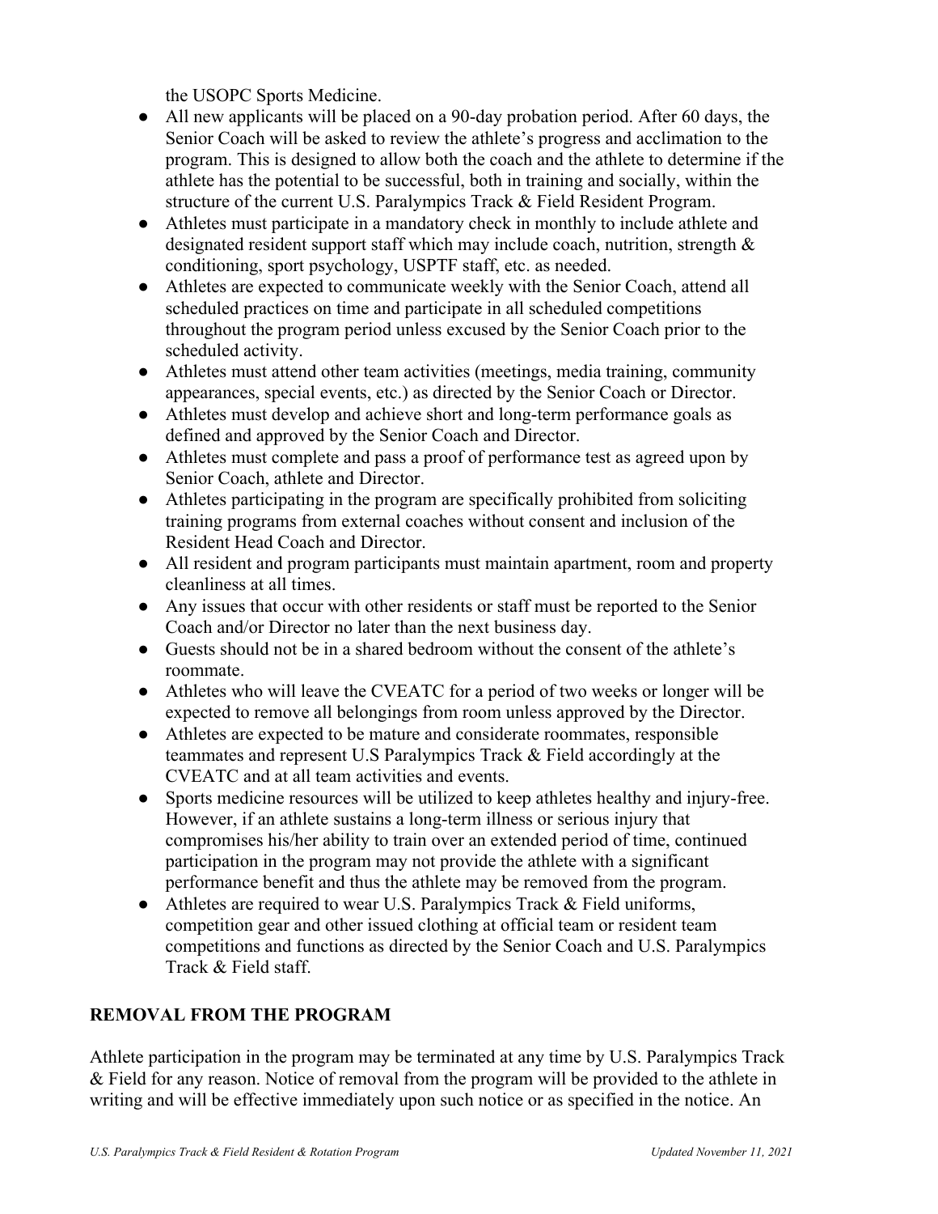the USOPC Sports Medicine.

- All new applicants will be placed on a 90-day probation period. After 60 days, the Senior Coach will be asked to review the athlete's progress and acclimation to the program. This is designed to allow both the coach and the athlete to determine if the athlete has the potential to be successful, both in training and socially, within the structure of the current U.S. Paralympics Track & Field Resident Program.
- Athletes must participate in a mandatory check in monthly to include athlete and designated resident support staff which may include coach, nutrition, strength & conditioning, sport psychology, USPTF staff, etc. as needed.
- Athletes are expected to communicate weekly with the Senior Coach, attend all scheduled practices on time and participate in all scheduled competitions throughout the program period unless excused by the Senior Coach prior to the scheduled activity.
- Athletes must attend other team activities (meetings, media training, community appearances, special events, etc.) as directed by the Senior Coach or Director.
- Athletes must develop and achieve short and long-term performance goals as defined and approved by the Senior Coach and Director.
- Athletes must complete and pass a proof of performance test as agreed upon by Senior Coach, athlete and Director.
- Athletes participating in the program are specifically prohibited from soliciting training programs from external coaches without consent and inclusion of the Resident Head Coach and Director.
- All resident and program participants must maintain apartment, room and property cleanliness at all times.
- Any issues that occur with other residents or staff must be reported to the Senior Coach and/or Director no later than the next business day.
- Guests should not be in a shared bedroom without the consent of the athlete's roommate.
- Athletes who will leave the CVEATC for a period of two weeks or longer will be expected to remove all belongings from room unless approved by the Director.
- Athletes are expected to be mature and considerate roommates, responsible teammates and represent U.S Paralympics Track & Field accordingly at the CVEATC and at all team activities and events.
- Sports medicine resources will be utilized to keep athletes healthy and injury-free. However, if an athlete sustains a long-term illness or serious injury that compromises his/her ability to train over an extended period of time, continued participation in the program may not provide the athlete with a significant performance benefit and thus the athlete may be removed from the program.
- Athletes are required to wear U.S. Paralympics Track & Field uniforms, competition gear and other issued clothing at official team or resident team competitions and functions as directed by the Senior Coach and U.S. Paralympics Track & Field staff.

## REMOVAL FROM THE PROGRAM

Athlete participation in the program may be terminated at any time by U.S. Paralympics Track & Field for any reason. Notice of removal from the program will be provided to the athlete in writing and will be effective immediately upon such notice or as specified in the notice. An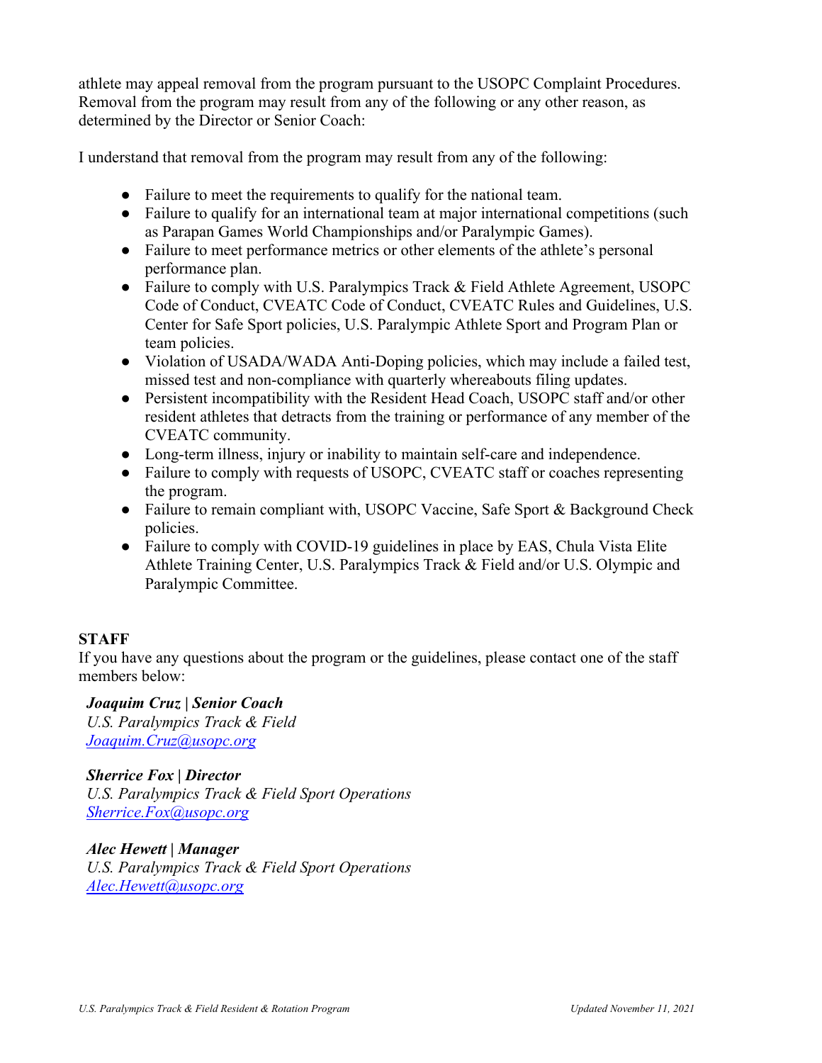athlete may appeal removal from the program pursuant to the USOPC Complaint Procedures. Removal from the program may result from any of the following or any other reason, as determined by the Director or Senior Coach:

I understand that removal from the program may result from any of the following:

- Failure to meet the requirements to qualify for the national team.
- Failure to qualify for an international team at major international competitions (such as Parapan Games World Championships and/or Paralympic Games).
- Failure to meet performance metrics or other elements of the athlete's personal performance plan.
- Failure to comply with U.S. Paralympics Track & Field Athlete Agreement, USOPC Code of Conduct, CVEATC Code of Conduct, CVEATC Rules and Guidelines, U.S. Center for Safe Sport policies, U.S. Paralympic Athlete Sport and Program Plan or team policies.
- Violation of USADA/WADA Anti-Doping policies, which may include a failed test, missed test and non-compliance with quarterly whereabouts filing updates.
- Persistent incompatibility with the Resident Head Coach, USOPC staff and/or other resident athletes that detracts from the training or performance of any member of the CVEATC community.
- Long-term illness, injury or inability to maintain self-care and independence.
- Failure to comply with requests of USOPC, CVEATC staff or coaches representing the program.
- Failure to remain compliant with, USOPC Vaccine, Safe Sport & Background Check policies.
- Failure to comply with COVID-19 guidelines in place by EAS, Chula Vista Elite Athlete Training Center, U.S. Paralympics Track & Field and/or U.S. Olympic and Paralympic Committee.

**STAFF**

If you have any questions about the program or the guidelines, please contact one of the staff members below:

***Joaquim Cruz | Senior Coach***
*U.S. Paralympics Track & Field*
*Joaquim.Cruz@usopc.org*

***Sherrice Fox | Director***
*U.S. Paralympics Track & Field Sport Operations*
*Sherrice.Fox@usopc.org*

***Alec Hewett | Manager***
*U.S. Paralympics Track & Field Sport Operations*
*Alec.Hewett@usopc.org*